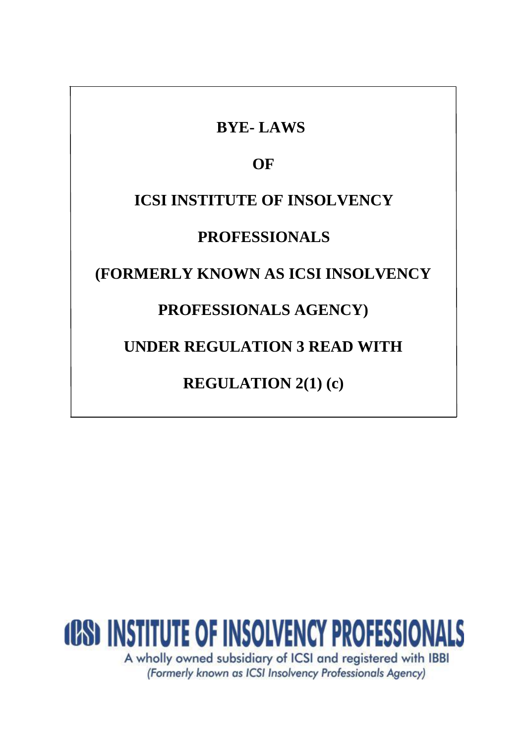# BYE- LAWS

# OF

# ICSI INSTITUTE OF INSOLVENCY PROFESSIONALS

# (FORMERLY KNOWN AS ICSI INSOLVENCY PROFESSIONALS AGENCY)

# UNDER REGULATION 3 READ WITH REGULATION 2(1) (c)

**ICSI INSTITUTE OF INSOLVENCY PROFESSIONALS**

A wholly owned subsidiary of ICSI and registered with IBBI

*(Formerly known as ICSI Insolvency Professionals Agency)*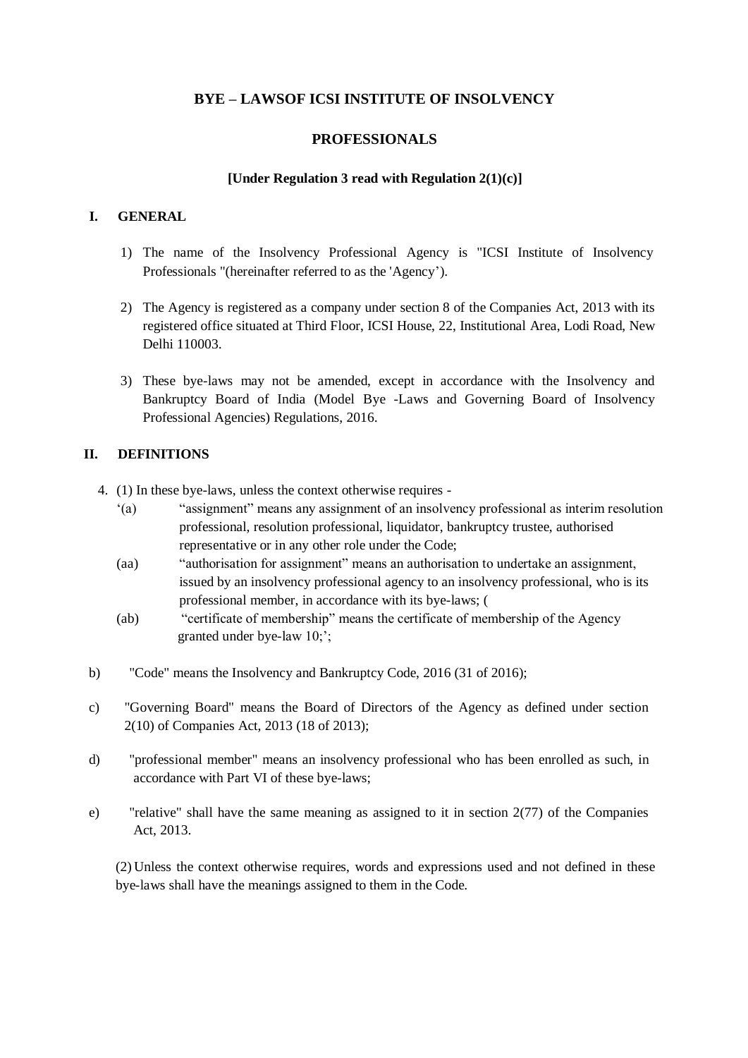**BYE – LAWSOF ICSI INSTITUTE OF INSOLVENCY**

**PROFESSIONALS**

**[Under Regulation 3 read with Regulation 2(1)(c)]**

## I. GENERAL

1) The name of the Insolvency Professional Agency is "ICSI Institute of Insolvency Professionals "(hereinafter referred to as the 'Agency').

2) The Agency is registered as a company under section 8 of the Companies Act, 2013 with its registered office situated at Third Floor, ICSI House, 22, Institutional Area, Lodi Road, New Delhi 110003.

3) These bye-laws may not be amended, except in accordance with the Insolvency and Bankruptcy Board of India (Model Bye -Laws and Governing Board of Insolvency Professional Agencies) Regulations, 2016.

## II. DEFINITIONS

4. (1) In these bye-laws, unless the context otherwise requires -

‘(a) “assignment” means any assignment of an insolvency professional as interim resolution professional, resolution professional, liquidator, bankruptcy trustee, authorised representative or in any other role under the Code;

(aa) “authorisation for assignment” means an authorisation to undertake an assignment, issued by an insolvency professional agency to an insolvency professional, who is its professional member, in accordance with its bye-laws; (

(ab) “certificate of membership” means the certificate of membership of the Agency granted under bye-law 10;’;

b) "Code" means the Insolvency and Bankruptcy Code, 2016 (31 of 2016);

c) "Governing Board" means the Board of Directors of the Agency as defined under section 2(10) of Companies Act, 2013 (18 of 2013);

d) "professional member" means an insolvency professional who has been enrolled as such, in accordance with Part VI of these bye-laws;

e) "relative" shall have the same meaning as assigned to it in section 2(77) of the Companies Act, 2013.

(2) Unless the context otherwise requires, words and expressions used and not defined in these bye-laws shall have the meanings assigned to them in the Code.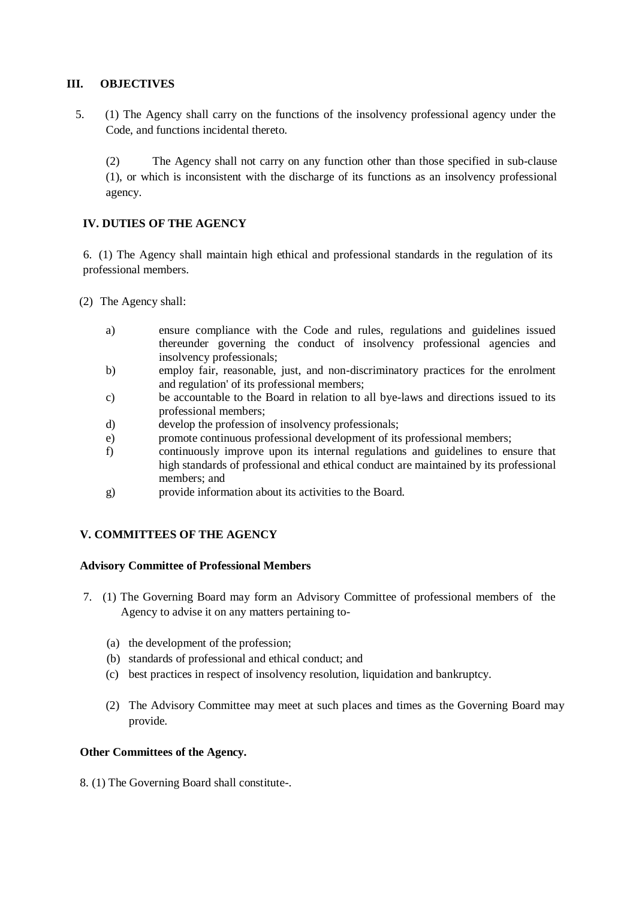## III. OBJECTIVES

5. (1) The Agency shall carry on the functions of the insolvency professional agency under the Code, and functions incidental thereto.

(2) The Agency shall not carry on any function other than those specified in sub-clause (1), or which is inconsistent with the discharge of its functions as an insolvency professional agency.

## IV. DUTIES OF THE AGENCY

6. (1) The Agency shall maintain high ethical and professional standards in the regulation of its professional members.

(2) The Agency shall:

a) ensure compliance with the Code and rules, regulations and guidelines issued thereunder governing the conduct of insolvency professional agencies and insolvency professionals;
b) employ fair, reasonable, just, and non-discriminatory practices for the enrolment and regulation' of its professional members;
c) be accountable to the Board in relation to all bye-laws and directions issued to its professional members;
d) develop the profession of insolvency professionals;
e) promote continuous professional development of its professional members;
f) continuously improve upon its internal regulations and guidelines to ensure that high standards of professional and ethical conduct are maintained by its professional members; and
g) provide information about its activities to the Board.

## V. COMMITTEES OF THE AGENCY

### Advisory Committee of Professional Members

7. (1) The Governing Board may form an Advisory Committee of professional members of the Agency to advise it on any matters pertaining to-

(a) the development of the profession;
(b) standards of professional and ethical conduct; and
(c) best practices in respect of insolvency resolution, liquidation and bankruptcy.

(2) The Advisory Committee may meet at such places and times as the Governing Board may provide.

### Other Committees of the Agency.

8. (1) The Governing Board shall constitute-.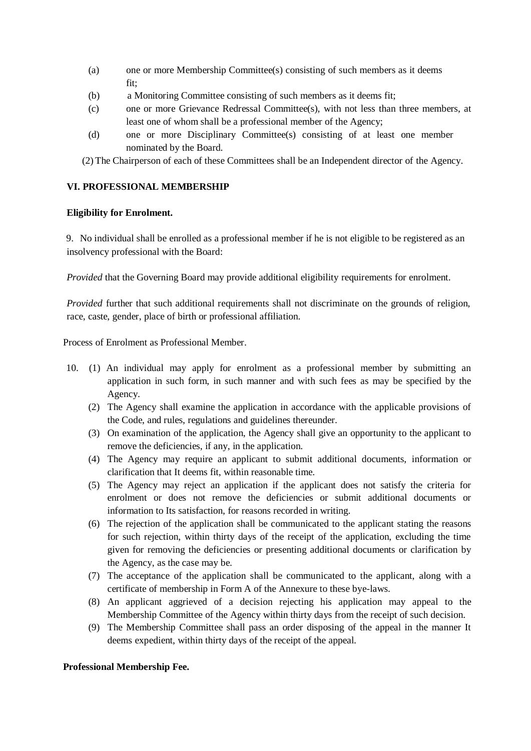(a) one or more Membership Committee(s) consisting of such members as it deems fit;

(b) a Monitoring Committee consisting of such members as it deems fit;

(c) one or more Grievance Redressal Committee(s), with not less than three members, at least one of whom shall be a professional member of the Agency;

(d) one or more Disciplinary Committee(s) consisting of at least one member nominated by the Board.

(2) The Chairperson of each of these Committees shall be an Independent director of the Agency.

### VI. PROFESSIONAL MEMBERSHIP

**Eligibility for Enrolment.**

9. No individual shall be enrolled as a professional member if he is not eligible to be registered as an insolvency professional with the Board:

*Provided* that the Governing Board may provide additional eligibility requirements for enrolment.

*Provided* further that such additional requirements shall not discriminate on the grounds of religion, race, caste, gender, place of birth or professional affiliation.

Process of Enrolment as Professional Member.

10. (1) An individual may apply for enrolment as a professional member by submitting an application in such form, in such manner and with such fees as may be specified by the Agency.

(2) The Agency shall examine the application in accordance with the applicable provisions of the Code, and rules, regulations and guidelines thereunder.

(3) On examination of the application, the Agency shall give an opportunity to the applicant to remove the deficiencies, if any, in the application.

(4) The Agency may require an applicant to submit additional documents, information or clarification that It deems fit, within reasonable time.

(5) The Agency may reject an application if the applicant does not satisfy the criteria for enrolment or does not remove the deficiencies or submit additional documents or information to Its satisfaction, for reasons recorded in writing.

(6) The rejection of the application shall be communicated to the applicant stating the reasons for such rejection, within thirty days of the receipt of the application, excluding the time given for removing the deficiencies or presenting additional documents or clarification by the Agency, as the case may be.

(7) The acceptance of the application shall be communicated to the applicant, along with a certificate of membership in Form A of the Annexure to these bye-laws.

(8) An applicant aggrieved of a decision rejecting his application may appeal to the Membership Committee of the Agency within thirty days from the receipt of such decision.

(9) The Membership Committee shall pass an order disposing of the appeal in the manner It deems expedient, within thirty days of the receipt of the appeal.

**Professional Membership Fee.**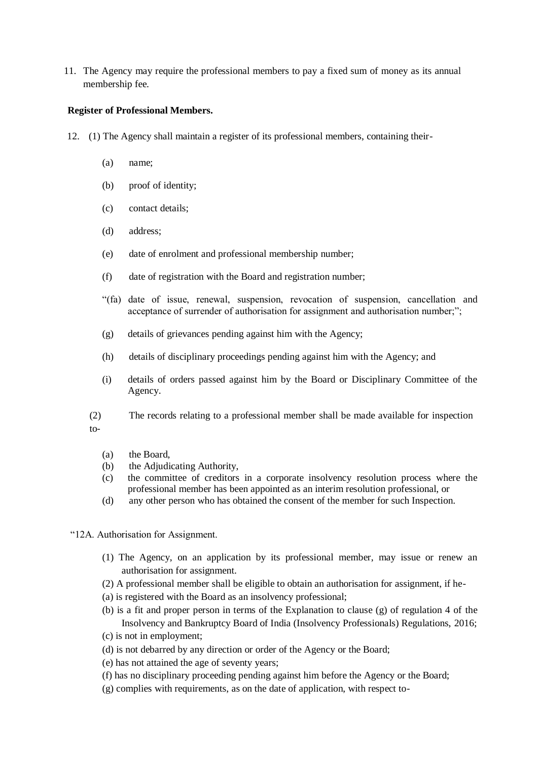11. The Agency may require the professional members to pay a fixed sum of money as its annual membership fee.

**Register of Professional Members.**

12. (1) The Agency shall maintain a register of its professional members, containing their-

    (a) name;

    (b) proof of identity;

    (c) contact details;

    (d) address;

    (e) date of enrolment and professional membership number;

    (f) date of registration with the Board and registration number;

    "(fa) date of issue, renewal, suspension, revocation of suspension, cancellation and acceptance of surrender of authorisation for assignment and authorisation number;";

    (g) details of grievances pending against him with the Agency;

    (h) details of disciplinary proceedings pending against him with the Agency; and

    (i) details of orders passed against him by the Board or Disciplinary Committee of the Agency.

    (2) The records relating to a professional member shall be made available for inspection to-

    (a) the Board,
    (b) the Adjudicating Authority,
    (c) the committee of creditors in a corporate insolvency resolution process where the professional member has been appointed as an interim resolution professional, or
    (d) any other person who has obtained the consent of the member for such Inspection.

"12A. Authorisation for Assignment.

(1) The Agency, on an application by its professional member, may issue or renew an authorisation for assignment.

(2) A professional member shall be eligible to obtain an authorisation for assignment, if he-

(a) is registered with the Board as an insolvency professional;

(b) is a fit and proper person in terms of the Explanation to clause (g) of regulation 4 of the Insolvency and Bankruptcy Board of India (Insolvency Professionals) Regulations, 2016;

(c) is not in employment;

(d) is not debarred by any direction or order of the Agency or the Board;

(e) has not attained the age of seventy years;

(f) has no disciplinary proceeding pending against him before the Agency or the Board;

(g) complies with requirements, as on the date of application, with respect to-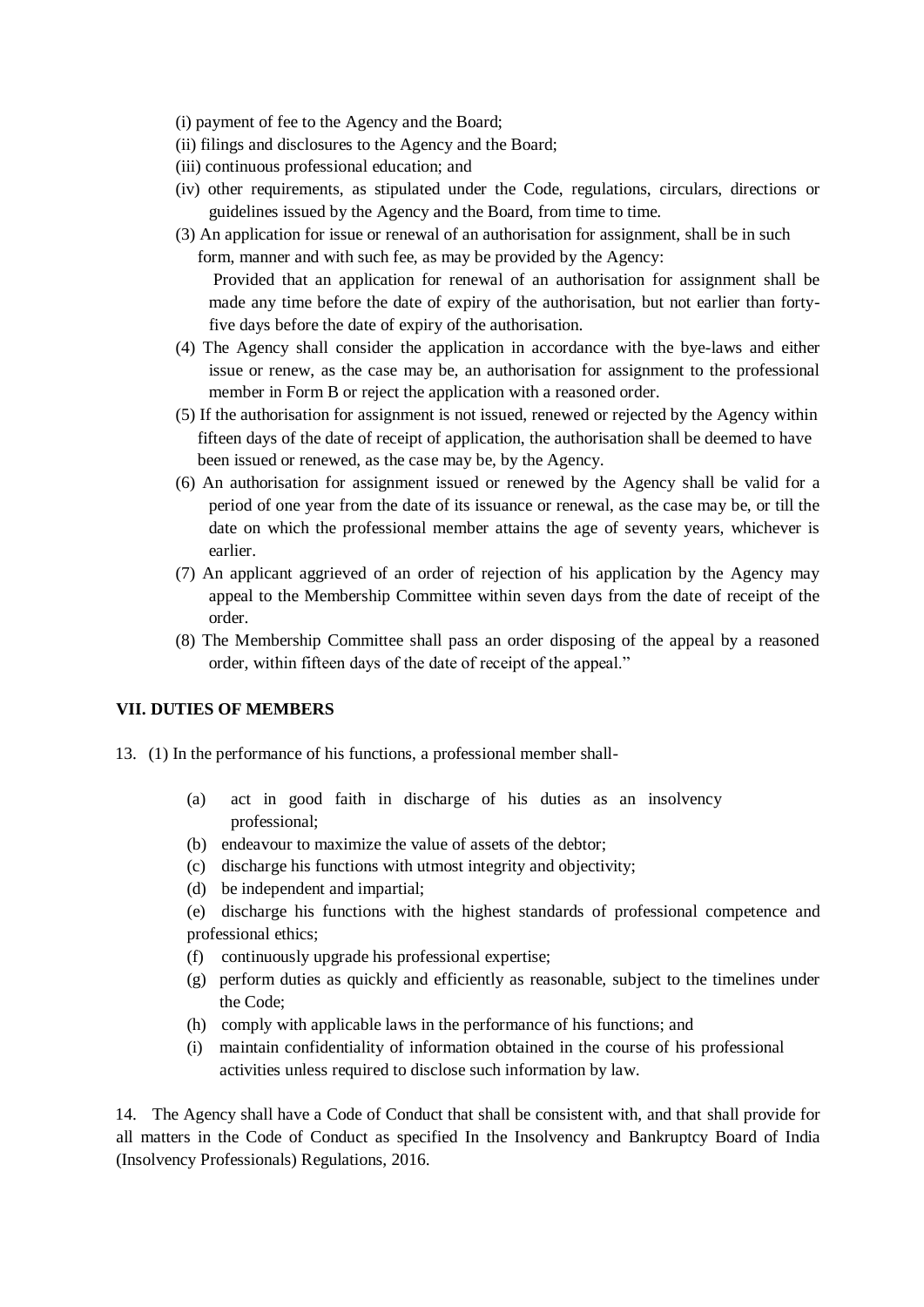(i) payment of fee to the Agency and the Board;

(ii) filings and disclosures to the Agency and the Board;

(iii) continuous professional education; and

(iv) other requirements, as stipulated under the Code, regulations, circulars, directions or guidelines issued by the Agency and the Board, from time to time.

(3) An application for issue or renewal of an authorisation for assignment, shall be in such form, manner and with such fee, as may be provided by the Agency:

Provided that an application for renewal of an authorisation for assignment shall be made any time before the date of expiry of the authorisation, but not earlier than forty-five days before the date of expiry of the authorisation.

(4) The Agency shall consider the application in accordance with the bye-laws and either issue or renew, as the case may be, an authorisation for assignment to the professional member in Form B or reject the application with a reasoned order.

(5) If the authorisation for assignment is not issued, renewed or rejected by the Agency within fifteen days of the date of receipt of application, the authorisation shall be deemed to have been issued or renewed, as the case may be, by the Agency.

(6) An authorisation for assignment issued or renewed by the Agency shall be valid for a period of one year from the date of its issuance or renewal, as the case may be, or till the date on which the professional member attains the age of seventy years, whichever is earlier.

(7) An applicant aggrieved of an order of rejection of his application by the Agency may appeal to the Membership Committee within seven days from the date of receipt of the order.

(8) The Membership Committee shall pass an order disposing of the appeal by a reasoned order, within fifteen days of the date of receipt of the appeal."

## VII. DUTIES OF MEMBERS

13. (1) In the performance of his functions, a professional member shall-

(a) act in good faith in discharge of his duties as an insolvency professional;

(b) endeavour to maximize the value of assets of the debtor;

(c) discharge his functions with utmost integrity and objectivity;

(d) be independent and impartial;

(e) discharge his functions with the highest standards of professional competence and professional ethics;

(f) continuously upgrade his professional expertise;

(g) perform duties as quickly and efficiently as reasonable, subject to the timelines under the Code;

(h) comply with applicable laws in the performance of his functions; and

(i) maintain confidentiality of information obtained in the course of his professional activities unless required to disclose such information by law.

14. The Agency shall have a Code of Conduct that shall be consistent with, and that shall provide for all matters in the Code of Conduct as specified In the Insolvency and Bankruptcy Board of India (Insolvency Professionals) Regulations, 2016.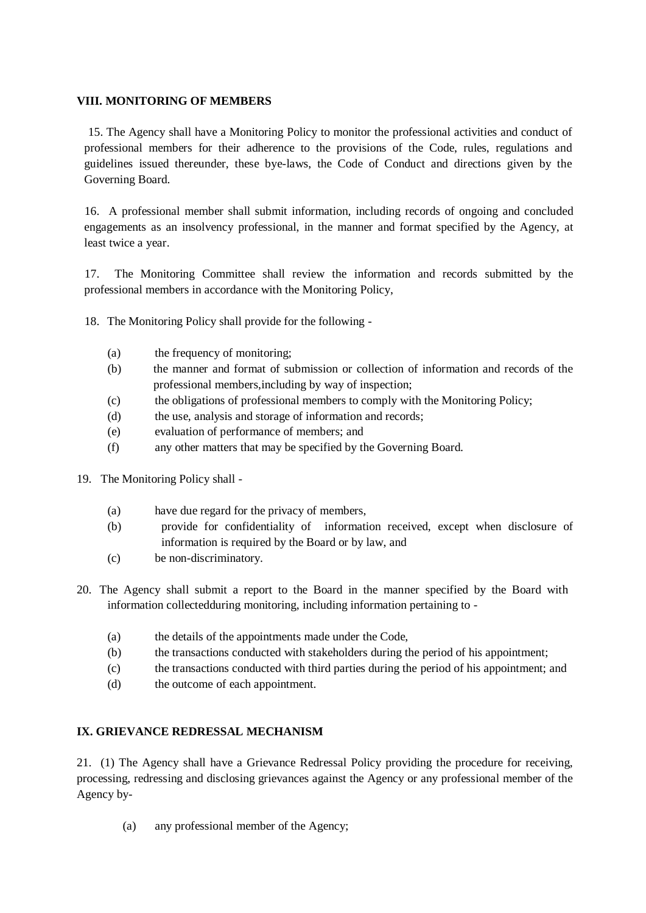## VIII. MONITORING OF MEMBERS

15. The Agency shall have a Monitoring Policy to monitor the professional activities and conduct of professional members for their adherence to the provisions of the Code, rules, regulations and guidelines issued thereunder, these bye-laws, the Code of Conduct and directions given by the Governing Board.

16. A professional member shall submit information, including records of ongoing and concluded engagements as an insolvency professional, in the manner and format specified by the Agency, at least twice a year.

17. The Monitoring Committee shall review the information and records submitted by the professional members in accordance with the Monitoring Policy,

18. The Monitoring Policy shall provide for the following -

(a) the frequency of monitoring;
(b) the manner and format of submission or collection of information and records of the professional members,including by way of inspection;
(c) the obligations of professional members to comply with the Monitoring Policy;
(d) the use, analysis and storage of information and records;
(e) evaluation of performance of members; and
(f) any other matters that may be specified by the Governing Board.

19. The Monitoring Policy shall -

(a) have due regard for the privacy of members,
(b) provide for confidentiality of information received, except when disclosure of information is required by the Board or by law, and
(c) be non-discriminatory.

20. The Agency shall submit a report to the Board in the manner specified by the Board with information collectedduring monitoring, including information pertaining to -

(a) the details of the appointments made under the Code,
(b) the transactions conducted with stakeholders during the period of his appointment;
(c) the transactions conducted with third parties during the period of his appointment; and
(d) the outcome of each appointment.

## IX. GRIEVANCE REDRESSAL MECHANISM

21. (1) The Agency shall have a Grievance Redressal Policy providing the procedure for receiving, processing, redressing and disclosing grievances against the Agency or any professional member of the Agency by-

(a) any professional member of the Agency;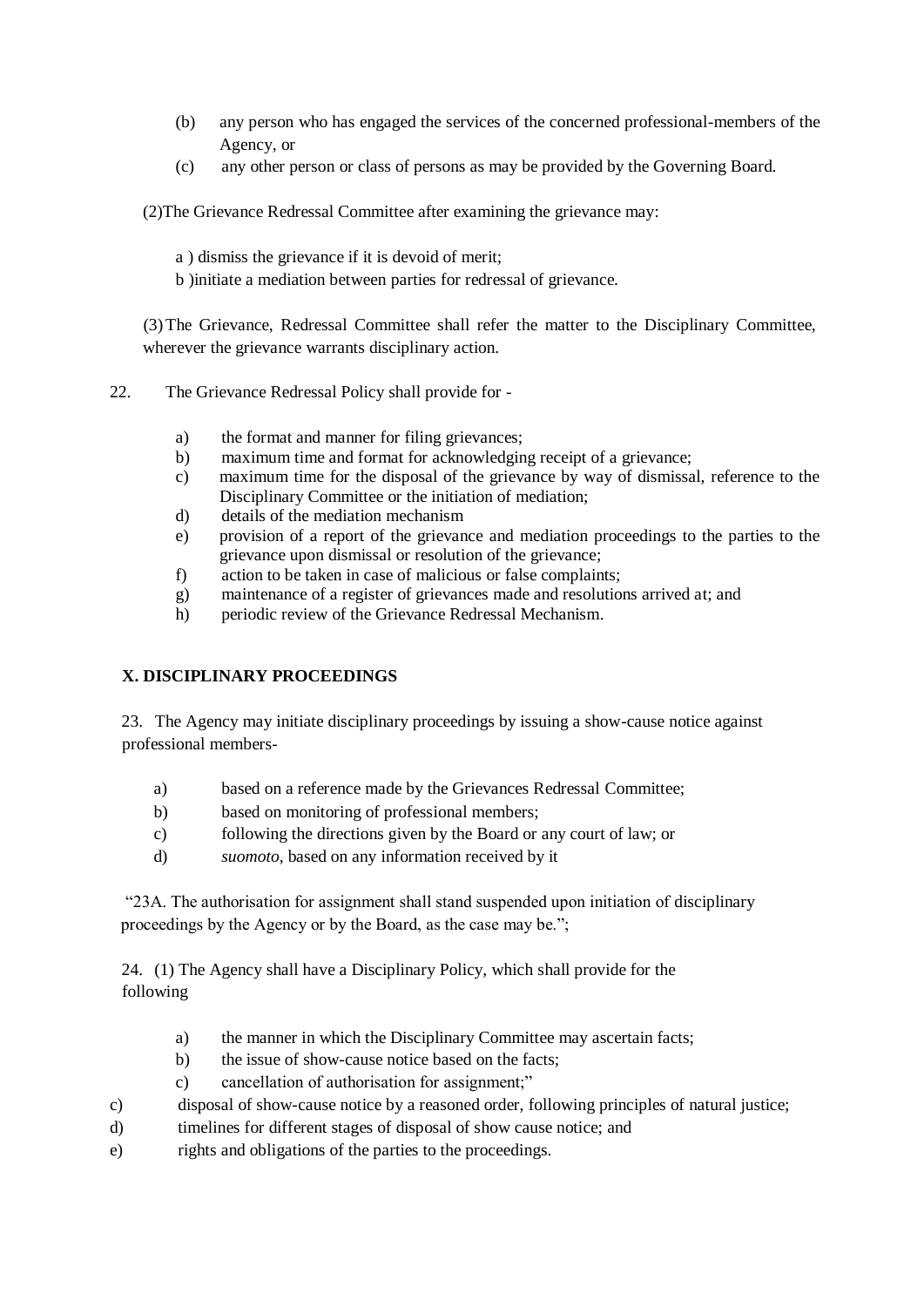(b) any person who has engaged the services of the concerned professional-members of the Agency, or

(c) any other person or class of persons as may be provided by the Governing Board.

(2)The Grievance Redressal Committee after examining the grievance may:

a ) dismiss the grievance if it is devoid of merit;

b )initiate a mediation between parties for redressal of grievance.

(3) The Grievance, Redressal Committee shall refer the matter to the Disciplinary Committee, wherever the grievance warrants disciplinary action.

22. The Grievance Redressal Policy shall provide for -

a) the format and manner for filing grievances;
b) maximum time and format for acknowledging receipt of a grievance;
c) maximum time for the disposal of the grievance by way of dismissal, reference to the Disciplinary Committee or the initiation of mediation;
d) details of the mediation mechanism
e) provision of a report of the grievance and mediation proceedings to the parties to the grievance upon dismissal or resolution of the grievance;
f) action to be taken in case of malicious or false complaints;
g) maintenance of a register of grievances made and resolutions arrived at; and
h) periodic review of the Grievance Redressal Mechanism.

## X. DISCIPLINARY PROCEEDINGS

23. The Agency may initiate disciplinary proceedings by issuing a show-cause notice against professional members-

a) based on a reference made by the Grievances Redressal Committee;
b) based on monitoring of professional members;
c) following the directions given by the Board or any court of law; or
d) *suomoto*, based on any information received by it

"23A. The authorisation for assignment shall stand suspended upon initiation of disciplinary proceedings by the Agency or by the Board, as the case may be.";

24. (1) The Agency shall have a Disciplinary Policy, which shall provide for the following

a) the manner in which the Disciplinary Committee may ascertain facts;
b) the issue of show-cause notice based on the facts;
c) cancellation of authorisation for assignment;"
c) disposal of show-cause notice by a reasoned order, following principles of natural justice;
d) timelines for different stages of disposal of show cause notice; and
e) rights and obligations of the parties to the proceedings.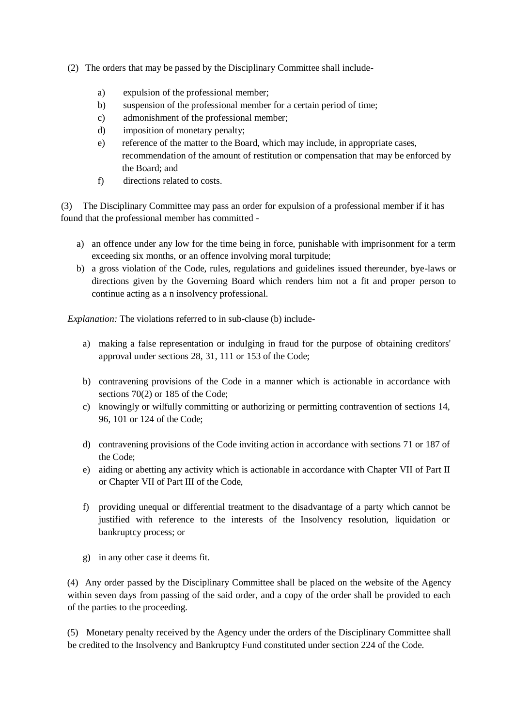(2) The orders that may be passed by the Disciplinary Committee shall include-

a) expulsion of the professional member;
b) suspension of the professional member for a certain period of time;
c) admonishment of the professional member;
d) imposition of monetary penalty;
e) reference of the matter to the Board, which may include, in appropriate cases, recommendation of the amount of restitution or compensation that may be enforced by the Board; and
f) directions related to costs.

(3) The Disciplinary Committee may pass an order for expulsion of a professional member if it has found that the professional member has committed -

a) an offence under any low for the time being in force, punishable with imprisonment for a term exceeding six months, or an offence involving moral turpitude;
b) a gross violation of the Code, rules, regulations and guidelines issued thereunder, bye-laws or directions given by the Governing Board which renders him not a fit and proper person to continue acting as a n insolvency professional.

*Explanation:* The violations referred to in sub-clause (b) include-

a) making a false representation or indulging in fraud for the purpose of obtaining creditors' approval under sections 28, 31, 111 or 153 of the Code;
b) contravening provisions of the Code in a manner which is actionable in accordance with sections 70(2) or 185 of the Code;
c) knowingly or wilfully committing or authorizing or permitting contravention of sections 14, 96, 101 or 124 of the Code;
d) contravening provisions of the Code inviting action in accordance with sections 71 or 187 of the Code;
e) aiding or abetting any activity which is actionable in accordance with Chapter VII of Part II or Chapter VII of Part III of the Code,
f) providing unequal or differential treatment to the disadvantage of a party which cannot be justified with reference to the interests of the Insolvency resolution, liquidation or bankruptcy process; or
g) in any other case it deems fit.

(4) Any order passed by the Disciplinary Committee shall be placed on the website of the Agency within seven days from passing of the said order, and a copy of the order shall be provided to each of the parties to the proceeding.

(5) Monetary penalty received by the Agency under the orders of the Disciplinary Committee shall be credited to the Insolvency and Bankruptcy Fund constituted under section 224 of the Code.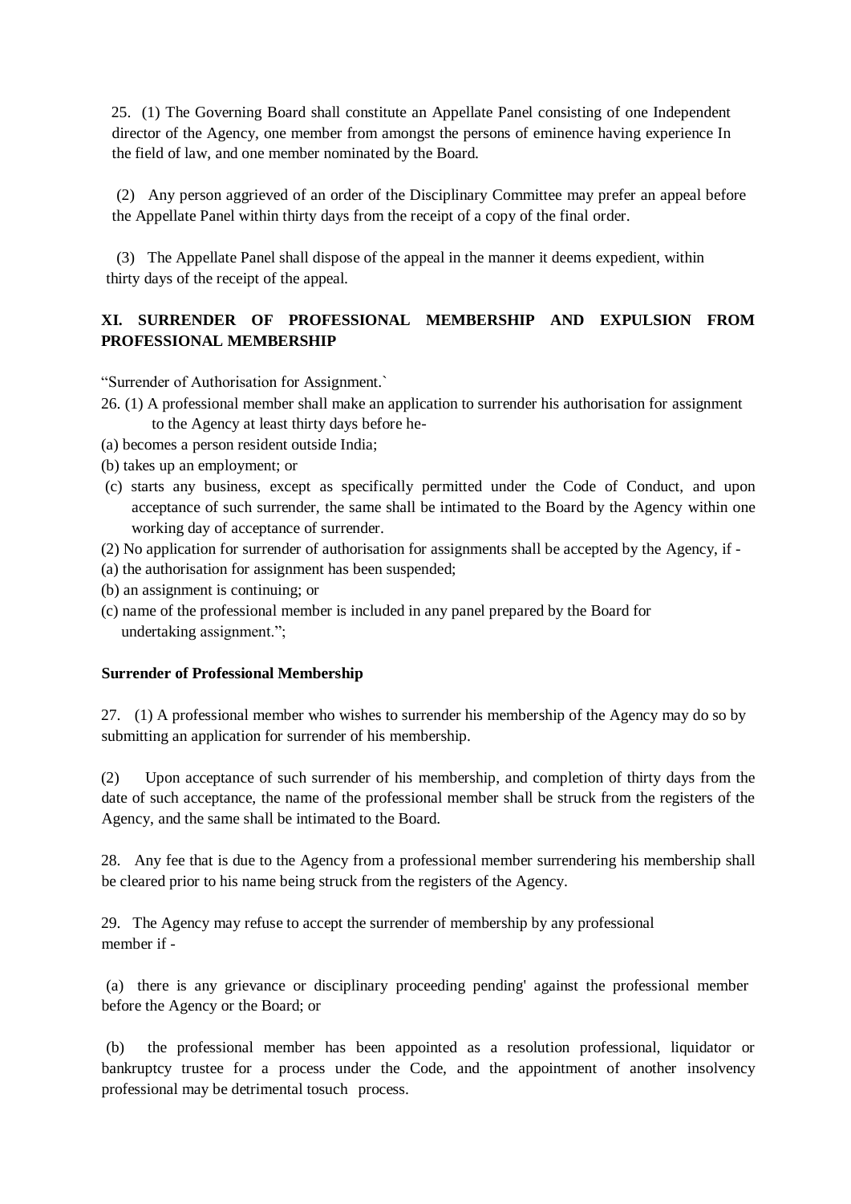25. (1) The Governing Board shall constitute an Appellate Panel consisting of one Independent director of the Agency, one member from amongst the persons of eminence having experience In the field of law, and one member nominated by the Board.

(2) Any person aggrieved of an order of the Disciplinary Committee may prefer an appeal before the Appellate Panel within thirty days from the receipt of a copy of the final order.

(3) The Appellate Panel shall dispose of the appeal in the manner it deems expedient, within thirty days of the receipt of the appeal.

## XI. SURRENDER OF PROFESSIONAL MEMBERSHIP AND EXPULSION FROM PROFESSIONAL MEMBERSHIP

"Surrender of Authorisation for Assignment.`

26. (1) A professional member shall make an application to surrender his authorisation for assignment to the Agency at least thirty days before he-

(a) becomes a person resident outside India;

(b) takes up an employment; or

(c) starts any business, except as specifically permitted under the Code of Conduct, and upon acceptance of such surrender, the same shall be intimated to the Board by the Agency within one working day of acceptance of surrender.

(2) No application for surrender of authorisation for assignments shall be accepted by the Agency, if -

(a) the authorisation for assignment has been suspended;

(b) an assignment is continuing; or

(c) name of the professional member is included in any panel prepared by the Board for undertaking assignment.";

**Surrender of Professional Membership**

27. (1) A professional member who wishes to surrender his membership of the Agency may do so by submitting an application for surrender of his membership.

(2) Upon acceptance of such surrender of his membership, and completion of thirty days from the date of such acceptance, the name of the professional member shall be struck from the registers of the Agency, and the same shall be intimated to the Board.

28. Any fee that is due to the Agency from a professional member surrendering his membership shall be cleared prior to his name being struck from the registers of the Agency.

29. The Agency may refuse to accept the surrender of membership by any professional member if -

(a) there is any grievance or disciplinary proceeding pending' against the professional member before the Agency or the Board; or

(b) the professional member has been appointed as a resolution professional, liquidator or bankruptcy trustee for a process under the Code, and the appointment of another insolvency professional may be detrimental tosuch process.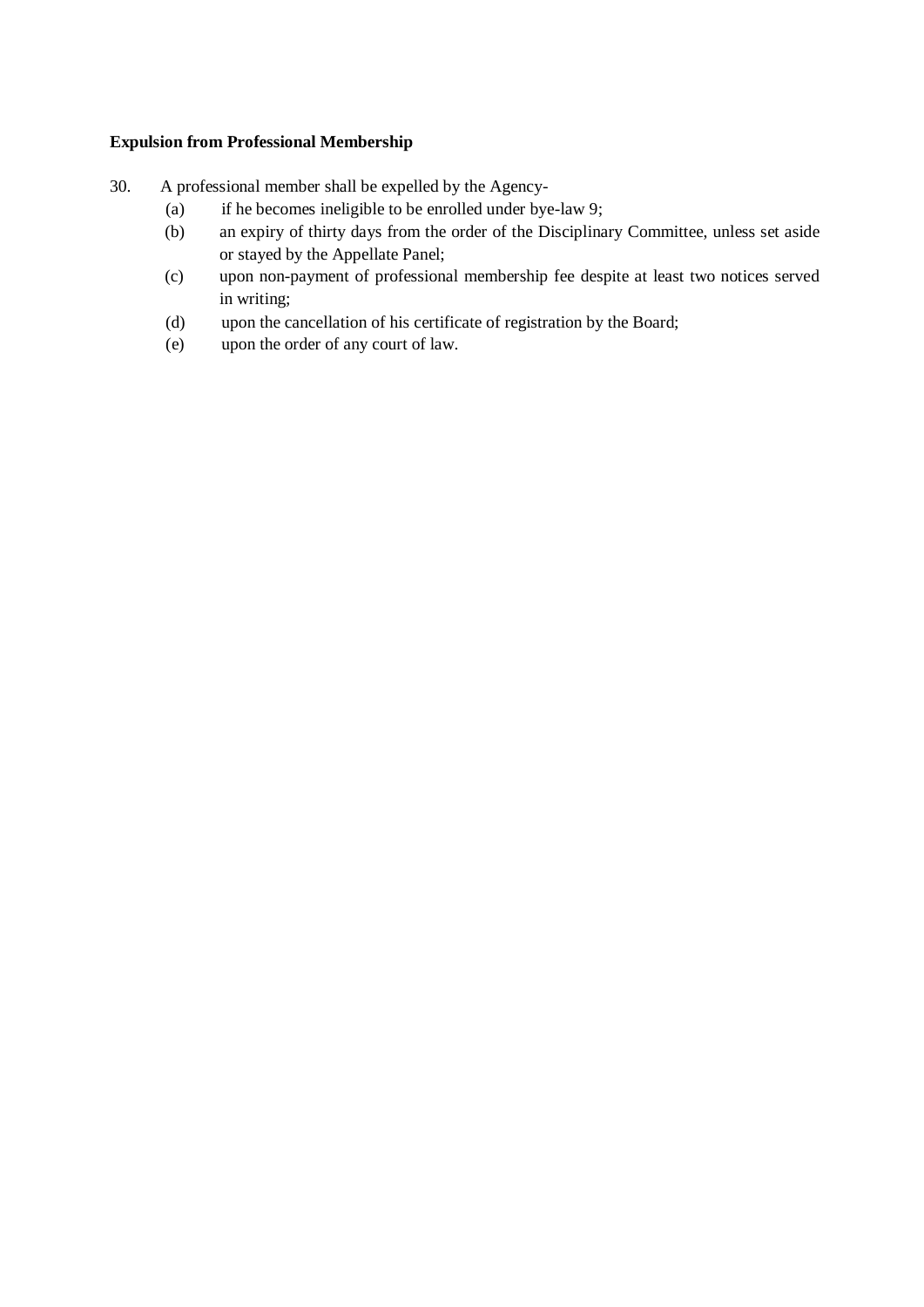**Expulsion from Professional Membership**

30. A professional member shall be expelled by the Agency-

  (a) if he becomes ineligible to be enrolled under bye-law 9;

  (b) an expiry of thirty days from the order of the Disciplinary Committee, unless set aside or stayed by the Appellate Panel;

  (c) upon non-payment of professional membership fee despite at least two notices served in writing;

  (d) upon the cancellation of his certificate of registration by the Board;

  (e) upon the order of any court of law.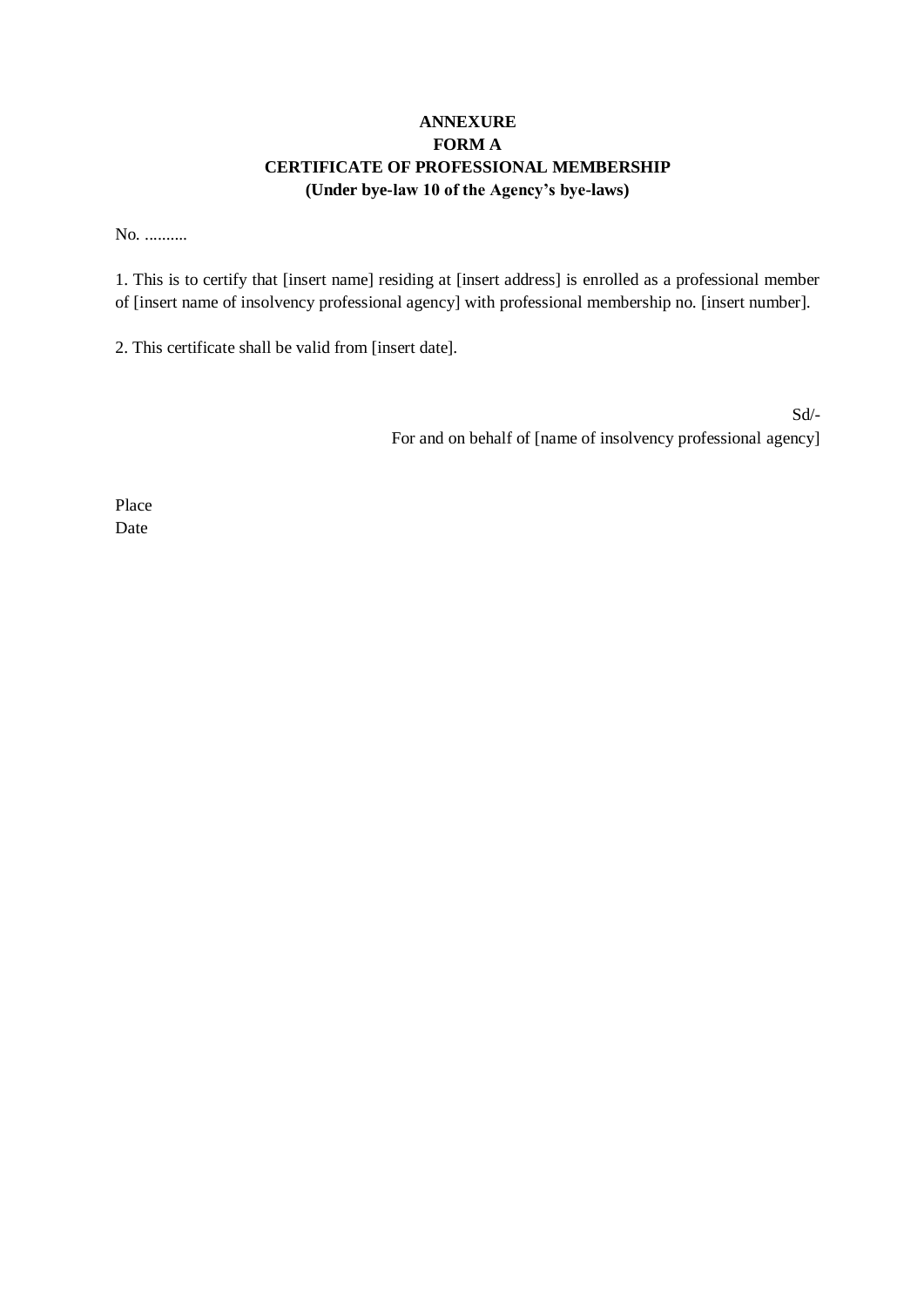**ANNEXURE**

**FORM A**

**CERTIFICATE OF PROFESSIONAL MEMBERSHIP**

**(Under bye-law 10 of the Agency's bye-laws)**

No. ..........

1. This is to certify that [insert name] residing at [insert address] is enrolled as a professional member of [insert name of insolvency professional agency] with professional membership no. [insert number].

2. This certificate shall be valid from [insert date].

Sd/-

For and on behalf of [name of insolvency professional agency]

Place

Date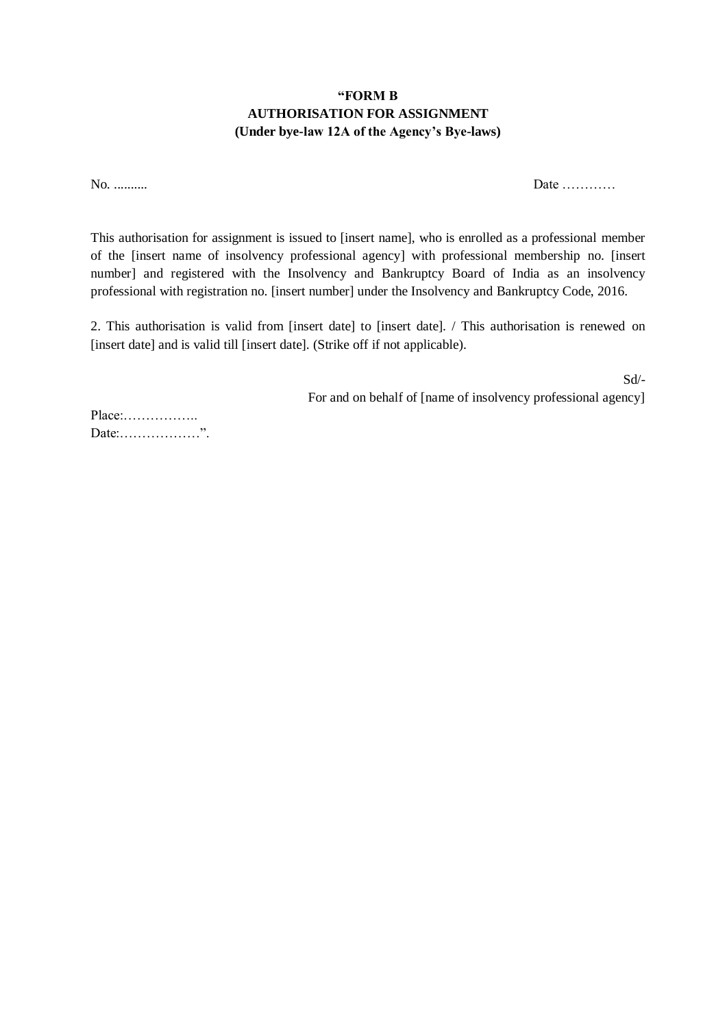**“FORM B**
**AUTHORISATION FOR ASSIGNMENT**
**(Under bye-law 12A of the Agency’s Bye-laws)**

No. ..........                                                                                    Date …………

This authorisation for assignment is issued to [insert name], who is enrolled as a professional member of the [insert name of insolvency professional agency] with professional membership no. [insert number] and registered with the Insolvency and Bankruptcy Board of India as an insolvency professional with registration no. [insert number] under the Insolvency and Bankruptcy Code, 2016.

2. This authorisation is valid from [insert date] to [insert date]. / This authorisation is renewed on [insert date] and is valid till [insert date]. (Strike off if not applicable).

Sd/-
For and on behalf of [name of insolvency professional agency]

Place:……………..
Date:………………”.